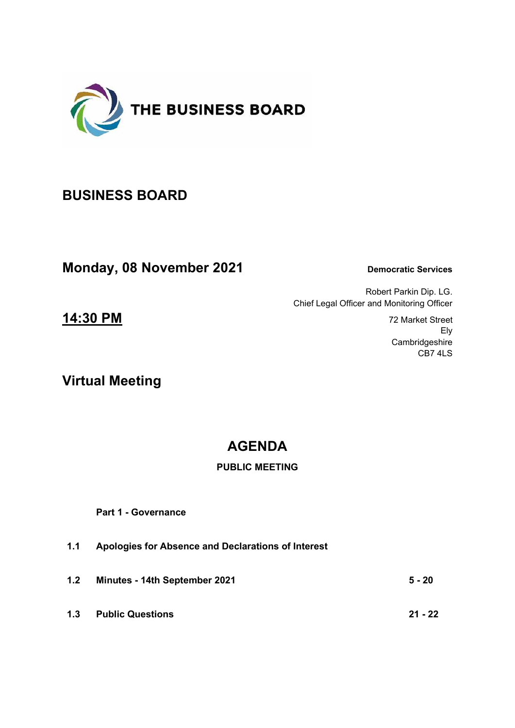THE BUSINESS BOARD

# BUSINESS BOARD

## Monday, 08 November 2021

**Democratic Services**

Robert Parkin Dip. LG.
Chief Legal Officer and Monitoring Officer

72 Market Street
Ely
Cambridgeshire
CB7 4LS

## 14:30 PM

## Virtual Meeting

# AGENDA

**PUBLIC MEETING**

**Part 1 - Governance**

| | | |
|---|---|---|
| **1.1** | **Apologies for Absence and Declarations of Interest** | |
| **1.2** | **Minutes - 14th September 2021** | **5 - 20** |
| **1.3** | **Public Questions** | **21 - 22** |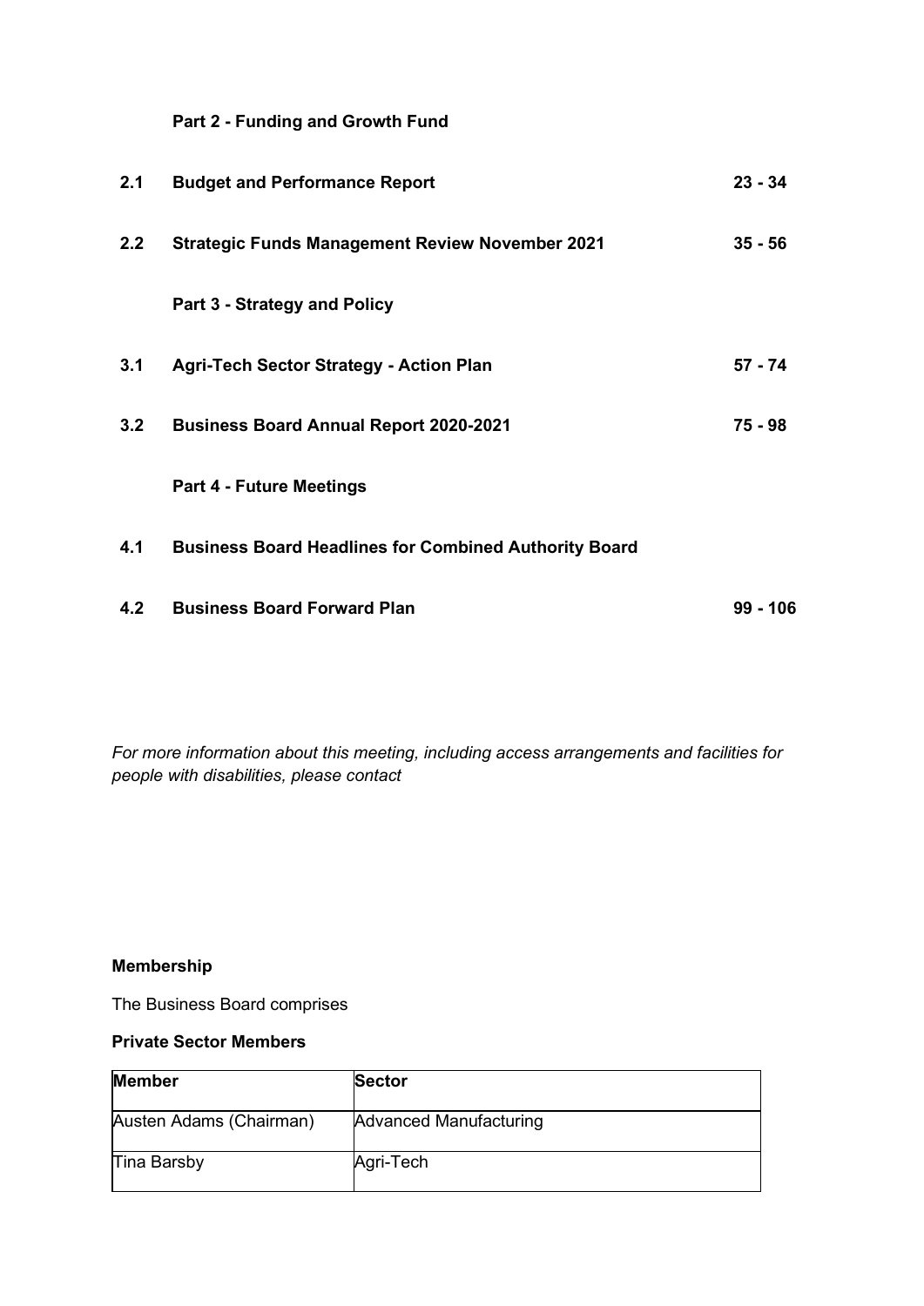**Part 2 - Funding and Growth Fund**

| | | |
|---|---|---|
| **2.1** | **Budget and Performance Report** | **23 - 34** |
| **2.2** | **Strategic Funds Management Review November 2021** | **35 - 56** |
| | **Part 3 - Strategy and Policy** | |
| **3.1** | **Agri-Tech Sector Strategy - Action Plan** | **57 - 74** |
| **3.2** | **Business Board Annual Report 2020-2021** | **75 - 98** |
| | **Part 4 - Future Meetings** | |
| **4.1** | **Business Board Headlines for Combined Authority Board** | |
| **4.2** | **Business Board Forward Plan** | **99 - 106** |

*For more information about this meeting, including access arrangements and facilities for people with disabilities, please contact*

**Membership**

The Business Board comprises

**Private Sector Members**

| Member | Sector |
|---|---|
| Austen Adams (Chairman) | Advanced Manufacturing |
| Tina Barsby | Agri-Tech |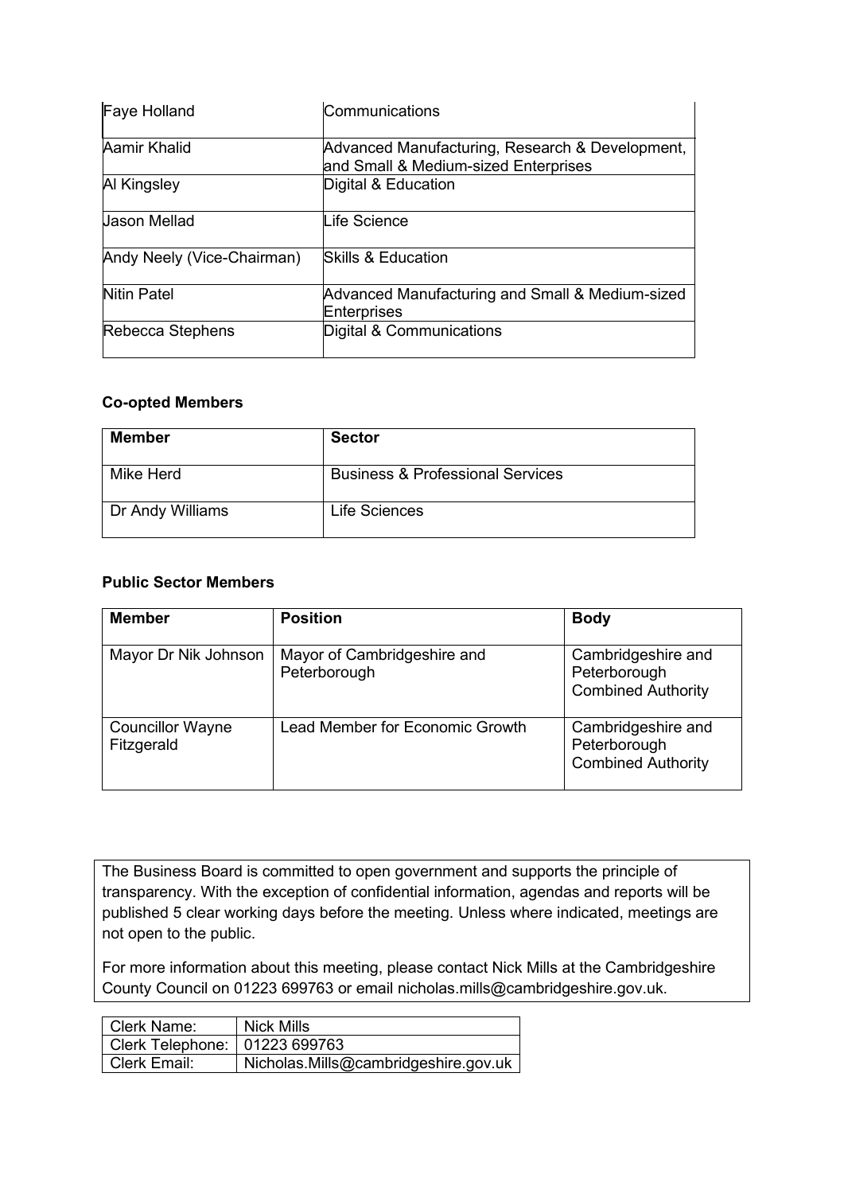| | |
|---|---|
| Faye Holland | Communications |
| Aamir Khalid | Advanced Manufacturing, Research & Development, and Small & Medium-sized Enterprises |
| Al Kingsley | Digital & Education |
| Jason Mellad | Life Science |
| Andy Neely (Vice-Chairman) | Skills & Education |
| Nitin Patel | Advanced Manufacturing and Small & Medium-sized Enterprises |
| Rebecca Stephens | Digital & Communications |

**Co-opted Members**

| Member | Sector |
|---|---|
| Mike Herd | Business & Professional Services |
| Dr Andy Williams | Life Sciences |

**Public Sector Members**

| Member | Position | Body |
|---|---|---|
| Mayor Dr Nik Johnson | Mayor of Cambridgeshire and Peterborough | Cambridgeshire and Peterborough Combined Authority |
| Councillor Wayne Fitzgerald | Lead Member for Economic Growth | Cambridgeshire and Peterborough Combined Authority |

The Business Board is committed to open government and supports the principle of transparency. With the exception of confidential information, agendas and reports will be published 5 clear working days before the meeting. Unless where indicated, meetings are not open to the public.

For more information about this meeting, please contact Nick Mills at the Cambridgeshire County Council on 01223 699763 or email nicholas.mills@cambridgeshire.gov.uk.

| | |
|---|---|
| Clerk Name: | Nick Mills |
| Clerk Telephone: | 01223 699763 |
| Clerk Email: | Nicholas.Mills@cambridgeshire.gov.uk |